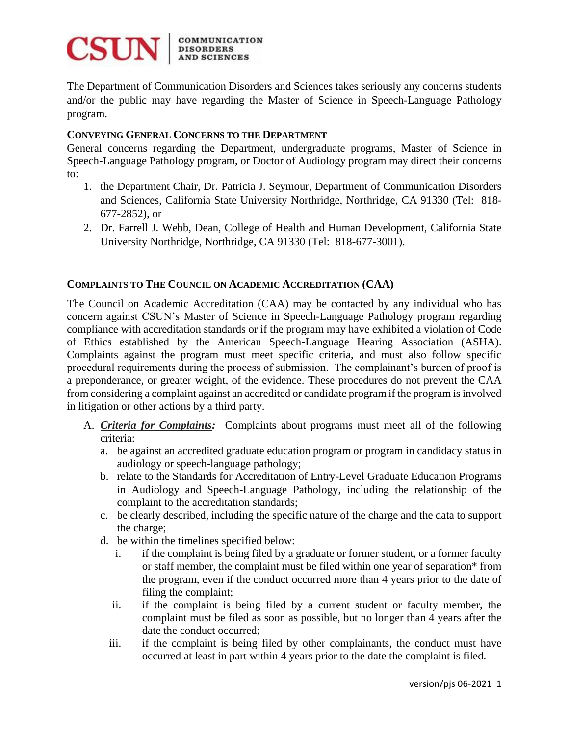CSUN | COMMUNICATION DISORDERS AND SCIENCES

The Department of Communication Disorders and Sciences takes seriously any concerns students and/or the public may have regarding the Master of Science in Speech-Language Pathology program.

### CONVEYING GENERAL CONCERNS TO THE DEPARTMENT

General concerns regarding the Department, undergraduate programs, Master of Science in Speech-Language Pathology program, or Doctor of Audiology program may direct their concerns to:

1. the Department Chair, Dr. Patricia J. Seymour, Department of Communication Disorders and Sciences, California State University Northridge, Northridge, CA 91330 (Tel: 818-677-2852), or
2. Dr. Farrell J. Webb, Dean, College of Health and Human Development, California State University Northridge, Northridge, CA 91330 (Tel: 818-677-3001).

### COMPLAINTS TO THE COUNCIL ON ACADEMIC ACCREDITATION (CAA)

The Council on Academic Accreditation (CAA) may be contacted by any individual who has concern against CSUN's Master of Science in Speech-Language Pathology program regarding compliance with accreditation standards or if the program may have exhibited a violation of Code of Ethics established by the American Speech-Language Hearing Association (ASHA). Complaints against the program must meet specific criteria, and must also follow specific procedural requirements during the process of submission. The complainant's burden of proof is a preponderance, or greater weight, of the evidence. These procedures do not prevent the CAA from considering a complaint against an accredited or candidate program if the program is involved in litigation or other actions by a third party.

A. ***Criteria for Complaints:*** Complaints about programs must meet all of the following criteria:
   a. be against an accredited graduate education program or program in candidacy status in audiology or speech-language pathology;
   b. relate to the Standards for Accreditation of Entry-Level Graduate Education Programs in Audiology and Speech-Language Pathology, including the relationship of the complaint to the accreditation standards;
   c. be clearly described, including the specific nature of the charge and the data to support the charge;
   d. be within the timelines specified below:
      i. if the complaint is being filed by a graduate or former student, or a former faculty or staff member, the complaint must be filed within one year of separation* from the program, even if the conduct occurred more than 4 years prior to the date of filing the complaint;
      ii. if the complaint is being filed by a current student or faculty member, the complaint must be filed as soon as possible, but no longer than 4 years after the date the conduct occurred;
      iii. if the complaint is being filed by other complainants, the conduct must have occurred at least in part within 4 years prior to the date the complaint is filed.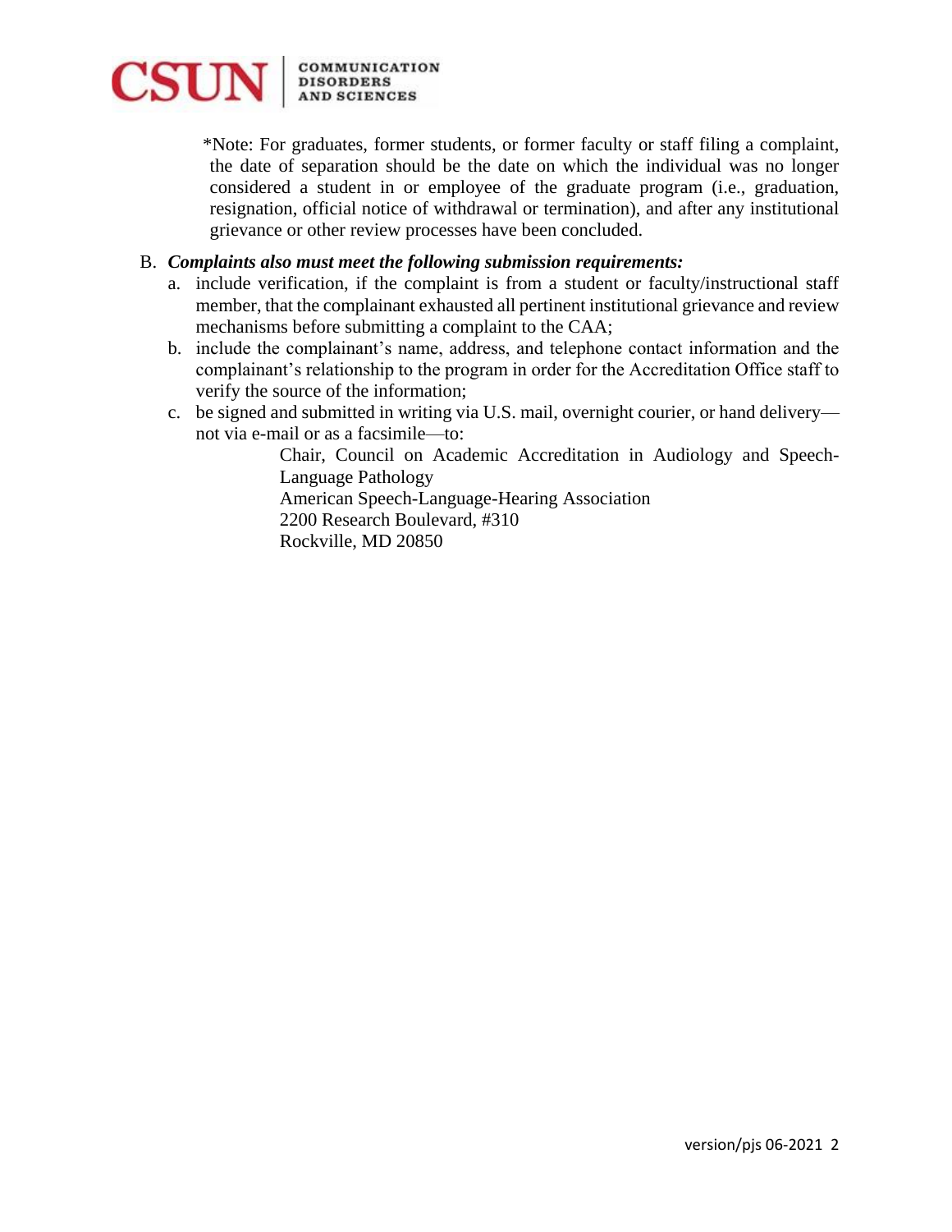*Note: For graduates, former students, or former faculty or staff filing a complaint, the date of separation should be the date on which the individual was no longer considered a student in or employee of the graduate program (i.e., graduation, resignation, official notice of withdrawal or termination), and after any institutional grievance or other review processes have been concluded.

B. ***Complaints also must meet the following submission requirements:***

   a. include verification, if the complaint is from a student or faculty/instructional staff member, that the complainant exhausted all pertinent institutional grievance and review mechanisms before submitting a complaint to the CAA;

   b. include the complainant's name, address, and telephone contact information and the complainant's relationship to the program in order for the Accreditation Office staff to verify the source of the information;

   c. be signed and submitted in writing via U.S. mail, overnight courier, or hand delivery—not via e-mail or as a facsimile—to:

      Chair, Council on Academic Accreditation in Audiology and Speech-Language Pathology
      American Speech-Language-Hearing Association
      2200 Research Boulevard, #310
      Rockville, MD 20850

version/pjs 06-2021